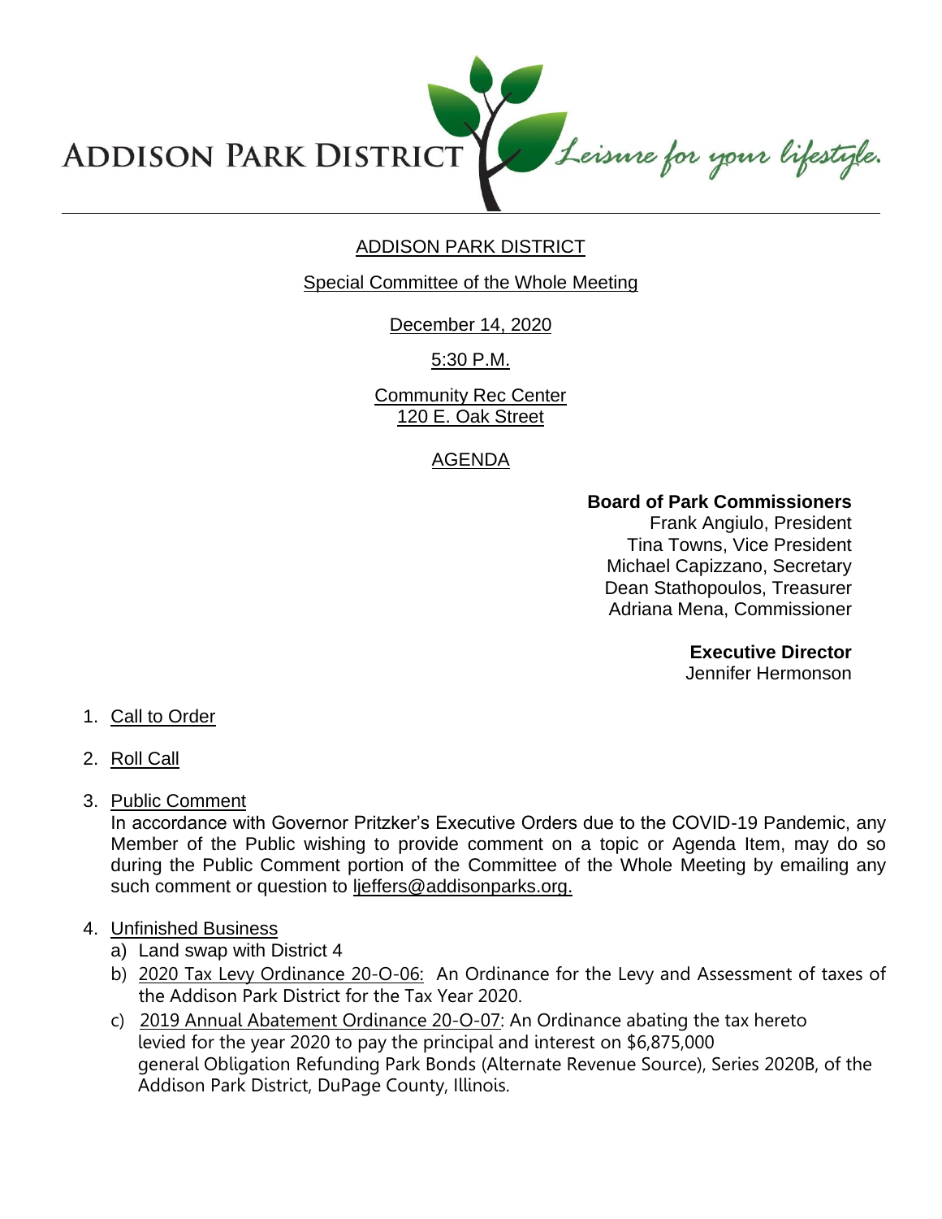ADDISON PARK DISTRICT *Leisure for your lifestyle.*

# ADDISON PARK DISTRICT

## Special Committee of the Whole Meeting

December 14, 2020

5:30 P.M.

Community Rec Center
120 E. Oak Street

## AGENDA

**Board of Park Commissioners**
Frank Angiulo, President
Tina Towns, Vice President
Michael Capizzano, Secretary
Dean Stathopoulos, Treasurer
Adriana Mena, Commissioner

**Executive Director**
Jennifer Hermonson

1. Call to Order
2. Roll Call
3. Public Comment
   In accordance with Governor Pritzker's Executive Orders due to the COVID-19 Pandemic, any Member of the Public wishing to provide comment on a topic or Agenda Item, may do so during the Public Comment portion of the Committee of the Whole Meeting by emailing any such comment or question to ljeffers@addisonparks.org.
4. Unfinished Business
   a) Land swap with District 4
   b) 2020 Tax Levy Ordinance 20-O-06: An Ordinance for the Levy and Assessment of taxes of the Addison Park District for the Tax Year 2020.
   c) 2019 Annual Abatement Ordinance 20-O-07: An Ordinance abating the tax hereto levied for the year 2020 to pay the principal and interest on $6,875,000 general Obligation Refunding Park Bonds (Alternate Revenue Source), Series 2020B, of the Addison Park District, DuPage County, Illinois.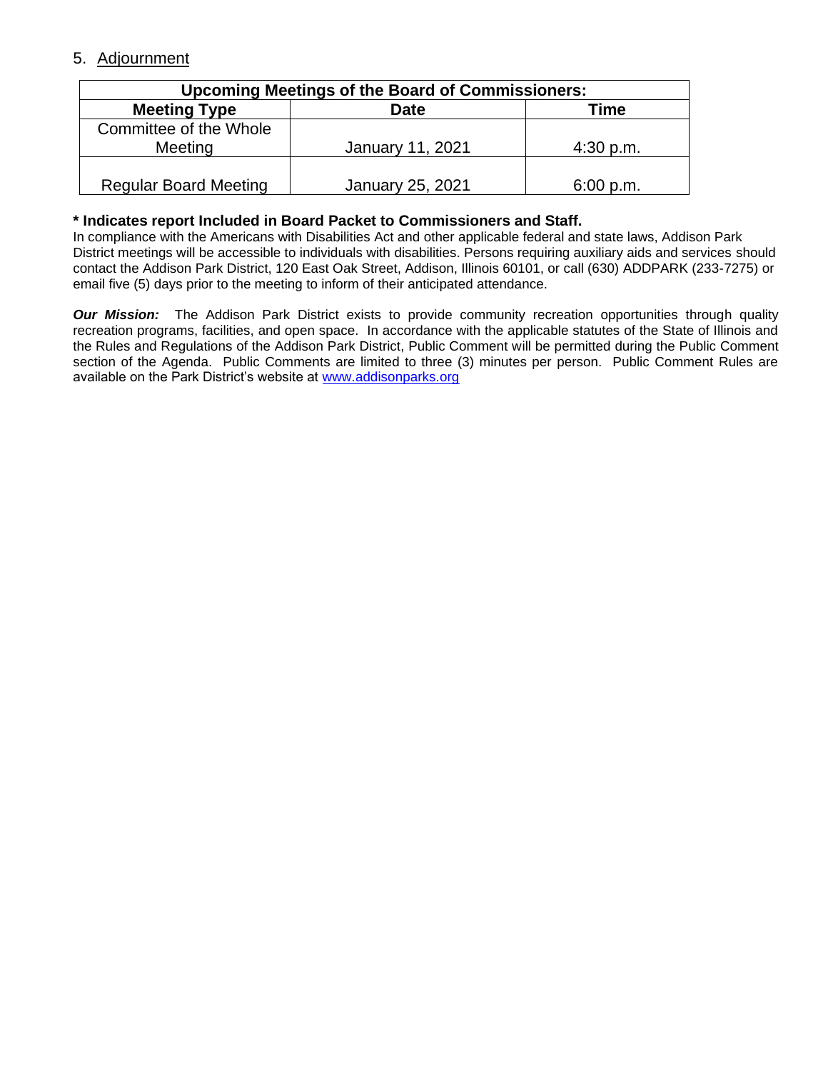5. Adjournment

| Upcoming Meetings of the Board of Commissioners: | | |
|---|---|---|
| **Meeting Type** | **Date** | **Time** |
| Committee of the Whole Meeting | January 11, 2021 | 4:30 p.m. |
| Regular Board Meeting | January 25, 2021 | 6:00 p.m. |

**\* Indicates report Included in Board Packet to Commissioners and Staff.**

In compliance with the Americans with Disabilities Act and other applicable federal and state laws, Addison Park District meetings will be accessible to individuals with disabilities. Persons requiring auxiliary aids and services should contact the Addison Park District, 120 East Oak Street, Addison, Illinois 60101, or call (630) ADDPARK (233-7275) or email five (5) days prior to the meeting to inform of their anticipated attendance.

***Our Mission:*** The Addison Park District exists to provide community recreation opportunities through quality recreation programs, facilities, and open space. In accordance with the applicable statutes of the State of Illinois and the Rules and Regulations of the Addison Park District, Public Comment will be permitted during the Public Comment section of the Agenda. Public Comments are limited to three (3) minutes per person. Public Comment Rules are available on the Park District's website at www.addisonparks.org